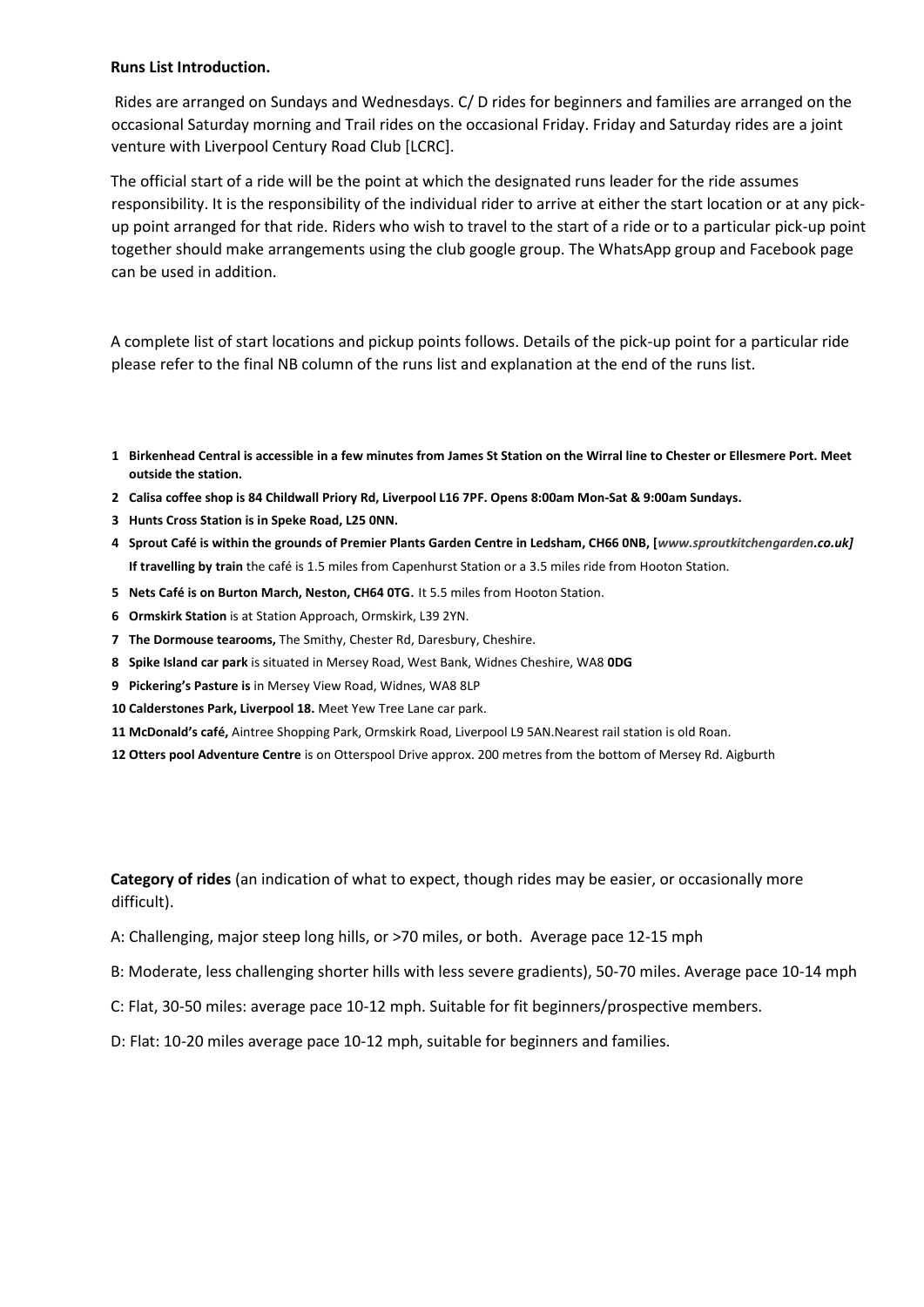**Runs List Introduction.**

Rides are arranged on Sundays and Wednesdays. C/ D rides for beginners and families are arranged on the occasional Saturday morning and Trail rides on the occasional Friday. Friday and Saturday rides are a joint venture with Liverpool Century Road Club [LCRC].

The official start of a ride will be the point at which the designated runs leader for the ride assumes responsibility. It is the responsibility of the individual rider to arrive at either the start location or at any pick-up point arranged for that ride. Riders who wish to travel to the start of a ride or to a particular pick-up point together should make arrangements using the club google group. The WhatsApp group and Facebook page can be used in addition.

A complete list of start locations and pickup points follows. Details of the pick-up point for a particular ride please refer to the final NB column of the runs list and explanation at the end of the runs list.

1. **Birkenhead Central is accessible in a few minutes from James St Station on the Wirral line to Chester or Ellesmere Port. Meet outside the station.**
2. **Calisa coffee shop is 84 Childwall Priory Rd, Liverpool L16 7PF. Opens 8:00am Mon-Sat & 9:00am Sundays.**
3. **Hunts Cross Station is in Speke Road, L25 0NN.**
4. **Sprout Café is within the grounds of Premier Plants Garden Centre in Ledsham, CH66 0NB, [*www.sproutkitchengarden.co.uk]***
   **If travelling by train** the café is 1.5 miles from Capenhurst Station or a 3.5 miles ride from Hooton Station.
5. **Nets Café is on Burton March, Neston, CH64 0TG.** It 5.5 miles from Hooton Station.
6. **Ormskirk Station** is at Station Approach, Ormskirk, L39 2YN.
7. **The Dormouse tearooms,** The Smithy, Chester Rd, Daresbury, Cheshire.
8. **Spike Island car park** is situated in Mersey Road, West Bank, Widnes Cheshire, WA8 **0DG**
9. **Pickering's Pasture is** in Mersey View Road, Widnes, WA8 8LP
10. **Calderstones Park, Liverpool 18.** Meet Yew Tree Lane car park.
11. **McDonald's café,** Aintree Shopping Park, Ormskirk Road, Liverpool L9 5AN.Nearest rail station is old Roan.
12. **Otters pool Adventure Centre** is on Otterspool Drive approx. 200 metres from the bottom of Mersey Rd. Aigburth

**Category of rides** (an indication of what to expect, though rides may be easier, or occasionally more difficult).

A: Challenging, major steep long hills, or >70 miles, or both. Average pace 12-15 mph

B: Moderate, less challenging shorter hills with less severe gradients), 50-70 miles. Average pace 10-14 mph

C: Flat, 30-50 miles: average pace 10-12 mph. Suitable for fit beginners/prospective members.

D: Flat: 10-20 miles average pace 10-12 mph, suitable for beginners and families.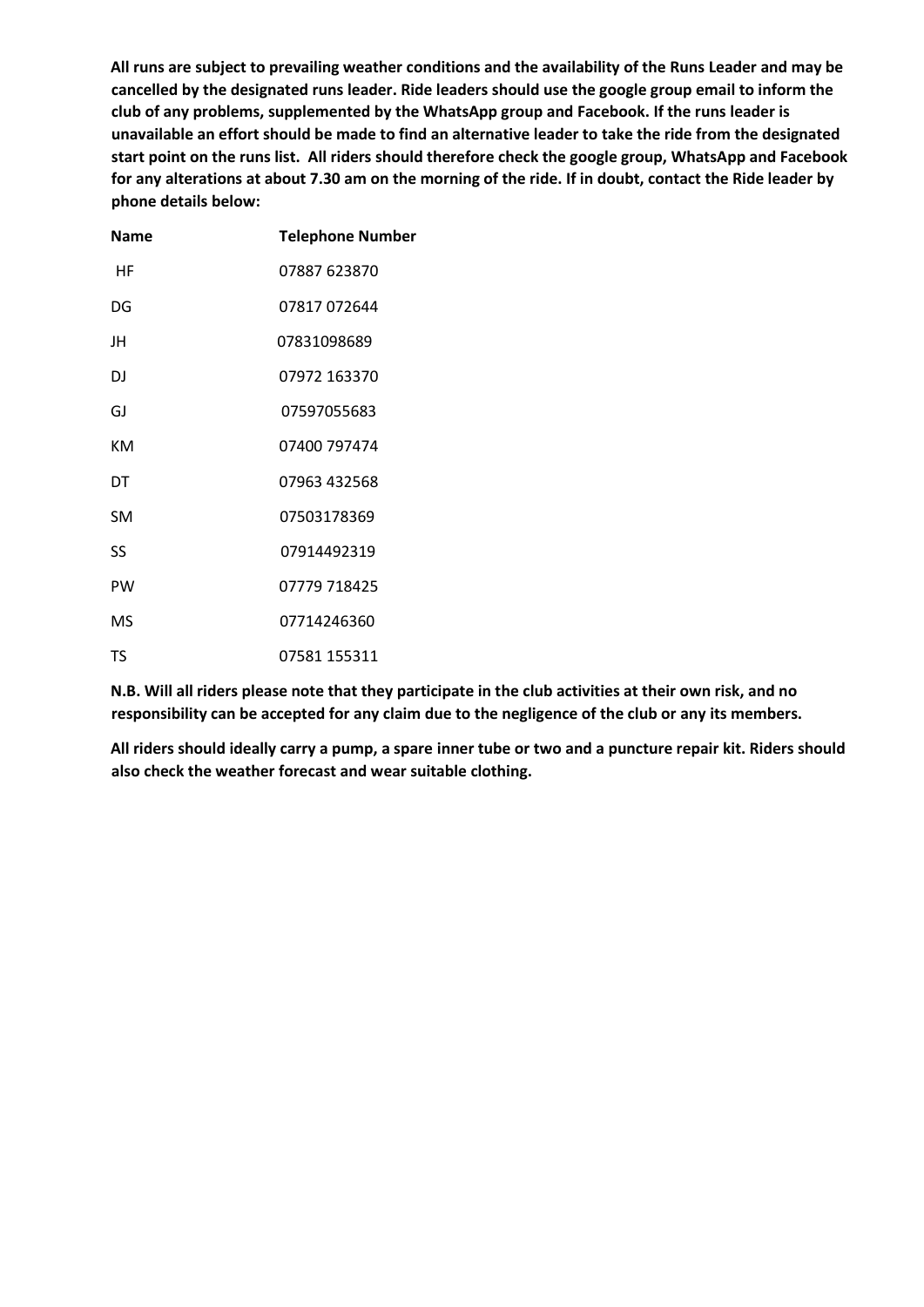**All runs are subject to prevailing weather conditions and the availability of the Runs Leader and may be cancelled by the designated runs leader. Ride leaders should use the google group email to inform the club of any problems, supplemented by the WhatsApp group and Facebook. If the runs leader is unavailable an effort should be made to find an alternative leader to take the ride from the designated start point on the runs list. All riders should therefore check the google group, WhatsApp and Facebook for any alterations at about 7.30 am on the morning of the ride. If in doubt, contact the Ride leader by phone details below:**

| **Name** | **Telephone Number** |
|---|---|
| HF | 07887 623870 |
| DG | 07817 072644 |
| JH | 07831098689 |
| DJ | 07972 163370 |
| GJ | 07597055683 |
| KM | 07400 797474 |
| DT | 07963 432568 |
| SM | 07503178369 |
| SS | 07914492319 |
| PW | 07779 718425 |
| MS | 07714246360 |
| TS | 07581 155311 |

**N.B. Will all riders please note that they participate in the club activities at their own risk, and no responsibility can be accepted for any claim due to the negligence of the club or any its members.**

**All riders should ideally carry a pump, a spare inner tube or two and a puncture repair kit. Riders should also check the weather forecast and wear suitable clothing.**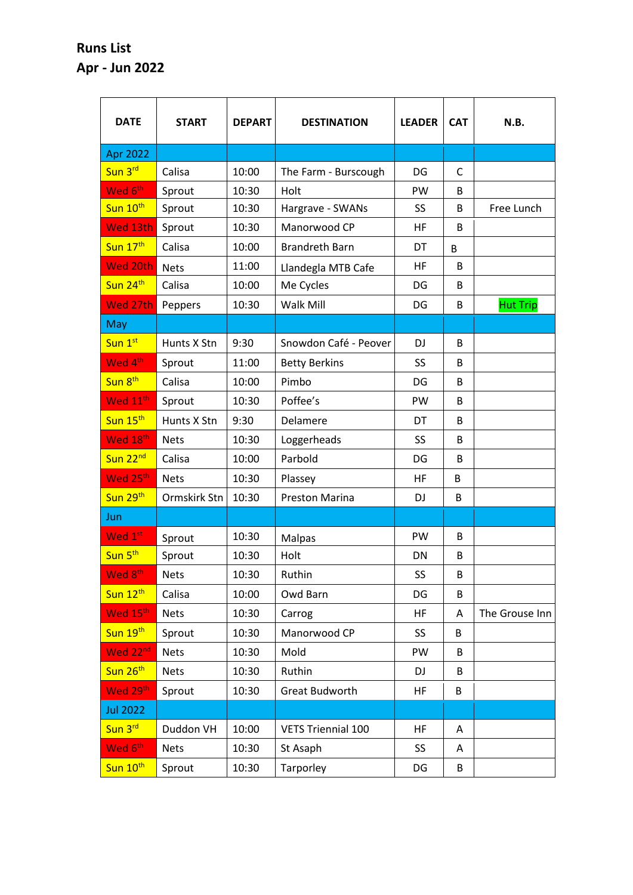**Runs List**

**Apr - Jun 2022**

| DATE | START | DEPART | DESTINATION | LEADER | CAT | N.B. |
|---|---|---|---|---|---|---|
| Apr 2022 | | | | | | |
| Sun 3rd | Calisa | 10:00 | The Farm - Burscough | DG | C | |
| Wed 6th | Sprout | 10:30 | Holt | PW | B | |
| Sun 10th | Sprout | 10:30 | Hargrave - SWANs | SS | B | Free Lunch |
| Wed 13th | Sprout | 10:30 | Manorwood CP | HF | B | |
| Sun 17th | Calisa | 10:00 | Brandreth Barn | DT | B | |
| Wed 20th | Nets | 11:00 | Llandegla MTB Cafe | HF | B | |
| Sun 24th | Calisa | 10:00 | Me Cycles | DG | B | |
| Wed 27th | Peppers | 10:30 | Walk Mill | DG | B | Hut Trip |
| May | | | | | | |
| Sun 1st | Hunts X Stn | 9:30 | Snowdon Café - Peover | DJ | B | |
| Wed 4th | Sprout | 11:00 | Betty Berkins | SS | B | |
| Sun 8th | Calisa | 10:00 | Pimbo | DG | B | |
| Wed 11th | Sprout | 10:30 | Poffee's | PW | B | |
| Sun 15th | Hunts X Stn | 9:30 | Delamere | DT | B | |
| Wed 18th | Nets | 10:30 | Loggerheads | SS | B | |
| Sun 22nd | Calisa | 10:00 | Parbold | DG | B | |
| Wed 25th | Nets | 10:30 | Plassey | HF | B | |
| Sun 29th | Ormskirk Stn | 10:30 | Preston Marina | DJ | B | |
| Jun | | | | | | |
| Wed 1st | Sprout | 10:30 | Malpas | PW | B | |
| Sun 5th | Sprout | 10:30 | Holt | DN | B | |
| Wed 8th | Nets | 10:30 | Ruthin | SS | B | |
| Sun 12th | Calisa | 10:00 | Owd Barn | DG | B | |
| Wed 15th | Nets | 10:30 | Carrog | HF | A | The Grouse Inn |
| Sun 19th | Sprout | 10:30 | Manorwood CP | SS | B | |
| Wed 22nd | Nets | 10:30 | Mold | PW | B | |
| Sun 26th | Nets | 10:30 | Ruthin | DJ | B | |
| Wed 29th | Sprout | 10:30 | Great Budworth | HF | B | |
| Jul 2022 | | | | | | |
| Sun 3rd | Duddon VH | 10:00 | VETS Triennial 100 | HF | A | |
| Wed 6th | Nets | 10:30 | St Asaph | SS | A | |
| Sun 10th | Sprout | 10:30 | Tarporley | DG | B | |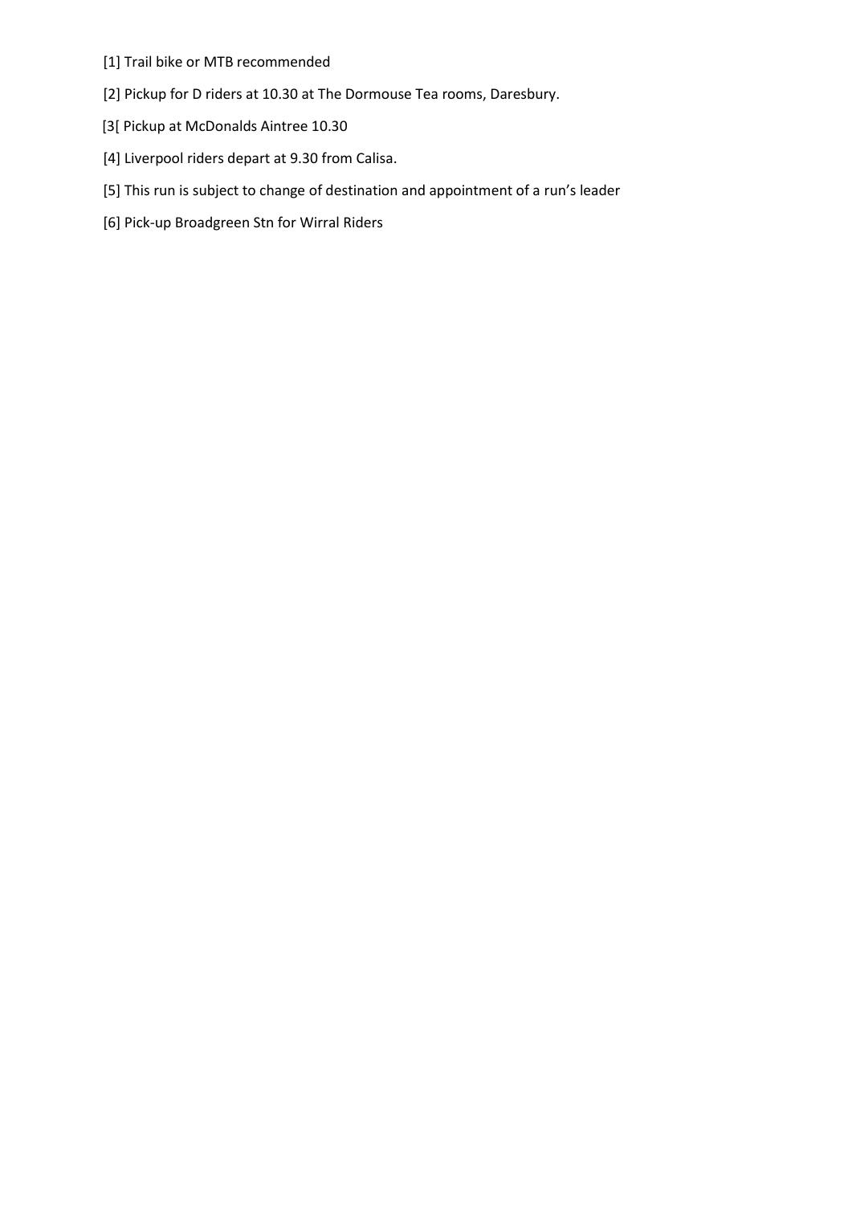[1] Trail bike or MTB recommended

[2] Pickup for D riders at 10.30 at The Dormouse Tea rooms, Daresbury.

[3[ Pickup at McDonalds Aintree 10.30

[4] Liverpool riders depart at 9.30 from Calisa.

[5] This run is subject to change of destination and appointment of a run's leader

[6] Pick-up Broadgreen Stn for Wirral Riders